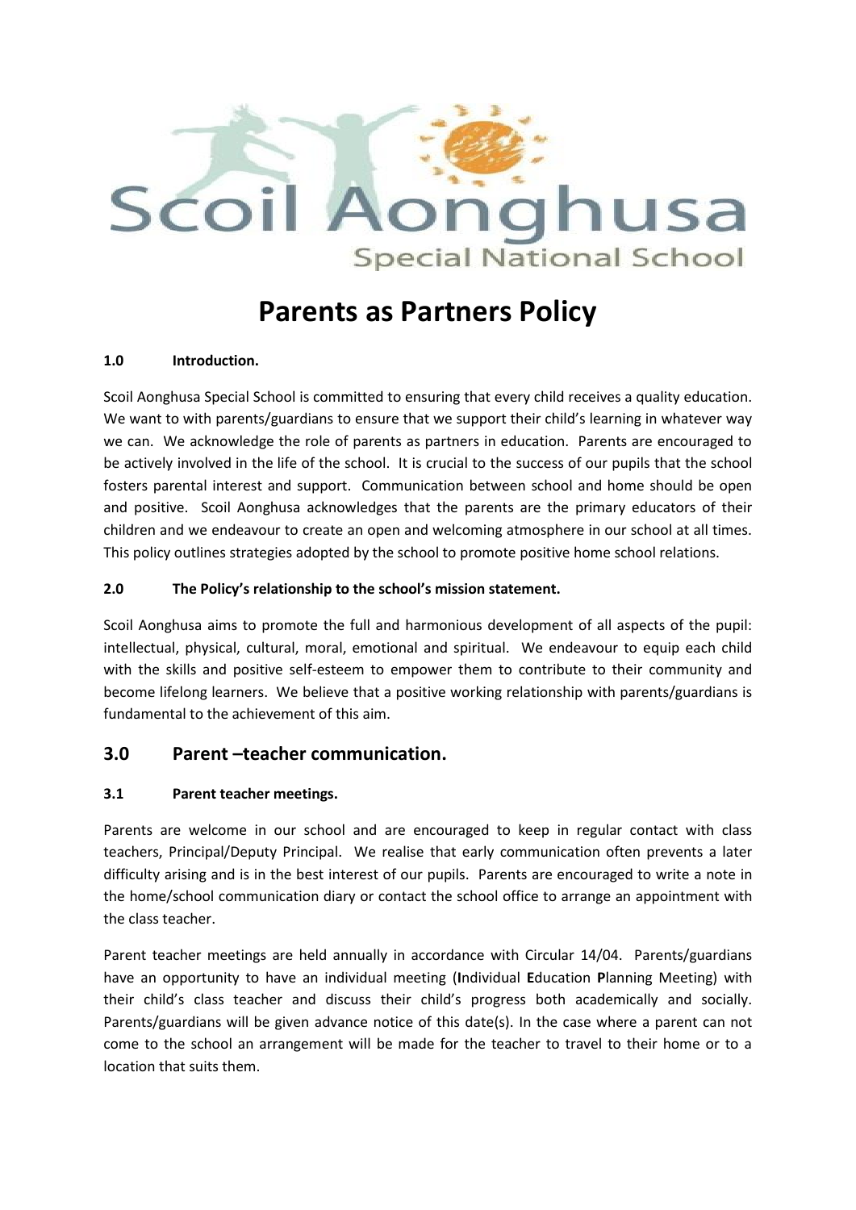Scoil Aonghusa
Special National School

# Parents as Partners Policy

### 1.0 Introduction.

Scoil Aonghusa Special School is committed to ensuring that every child receives a quality education. We want to with parents/guardians to ensure that we support their child's learning in whatever way we can. We acknowledge the role of parents as partners in education. Parents are encouraged to be actively involved in the life of the school. It is crucial to the success of our pupils that the school fosters parental interest and support. Communication between school and home should be open and positive. Scoil Aonghusa acknowledges that the parents are the primary educators of their children and we endeavour to create an open and welcoming atmosphere in our school at all times. This policy outlines strategies adopted by the school to promote positive home school relations.

### 2.0 The Policy's relationship to the school's mission statement.

Scoil Aonghusa aims to promote the full and harmonious development of all aspects of the pupil: intellectual, physical, cultural, moral, emotional and spiritual. We endeavour to equip each child with the skills and positive self-esteem to empower them to contribute to their community and become lifelong learners. We believe that a positive working relationship with parents/guardians is fundamental to the achievement of this aim.

## 3.0 Parent –teacher communication.

### 3.1 Parent teacher meetings.

Parents are welcome in our school and are encouraged to keep in regular contact with class teachers, Principal/Deputy Principal. We realise that early communication often prevents a later difficulty arising and is in the best interest of our pupils. Parents are encouraged to write a note in the home/school communication diary or contact the school office to arrange an appointment with the class teacher.

Parent teacher meetings are held annually in accordance with Circular 14/04. Parents/guardians have an opportunity to have an individual meeting (**I**ndividual **E**ducation **P**lanning Meeting) with their child's class teacher and discuss their child's progress both academically and socially. Parents/guardians will be given advance notice of this date(s). In the case where a parent can not come to the school an arrangement will be made for the teacher to travel to their home or to a location that suits them.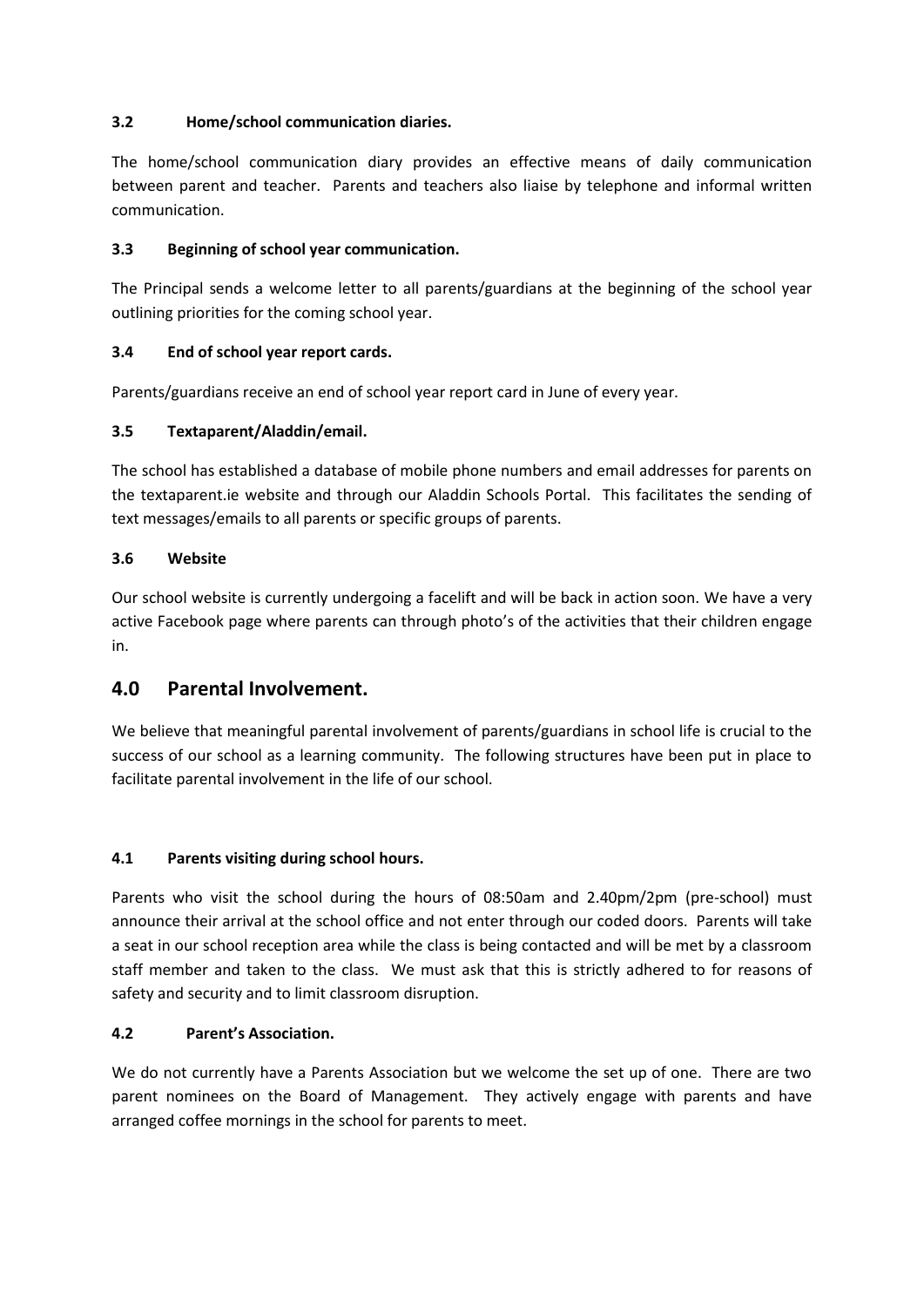### 3.2 Home/school communication diaries.

The home/school communication diary provides an effective means of daily communication between parent and teacher. Parents and teachers also liaise by telephone and informal written communication.

### 3.3 Beginning of school year communication.

The Principal sends a welcome letter to all parents/guardians at the beginning of the school year outlining priorities for the coming school year.

### 3.4 End of school year report cards.

Parents/guardians receive an end of school year report card in June of every year.

### 3.5 Textaparent/Aladdin/email.

The school has established a database of mobile phone numbers and email addresses for parents on the textaparent.ie website and through our Aladdin Schools Portal. This facilitates the sending of text messages/emails to all parents or specific groups of parents.

### 3.6 Website

Our school website is currently undergoing a facelift and will be back in action soon. We have a very active Facebook page where parents can through photo's of the activities that their children engage in.

## 4.0 Parental Involvement.

We believe that meaningful parental involvement of parents/guardians in school life is crucial to the success of our school as a learning community. The following structures have been put in place to facilitate parental involvement in the life of our school.

### 4.1 Parents visiting during school hours.

Parents who visit the school during the hours of 08:50am and 2.40pm/2pm (pre-school) must announce their arrival at the school office and not enter through our coded doors. Parents will take a seat in our school reception area while the class is being contacted and will be met by a classroom staff member and taken to the class. We must ask that this is strictly adhered to for reasons of safety and security and to limit classroom disruption.

### 4.2 Parent's Association.

We do not currently have a Parents Association but we welcome the set up of one. There are two parent nominees on the Board of Management. They actively engage with parents and have arranged coffee mornings in the school for parents to meet.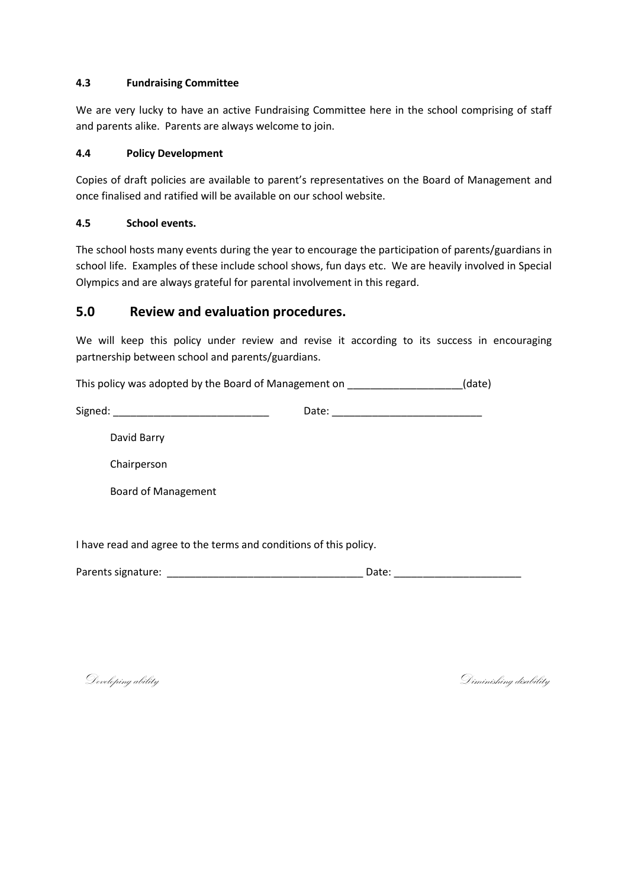#### 4.3 Fundraising Committee

We are very lucky to have an active Fundraising Committee here in the school comprising of staff and parents alike. Parents are always welcome to join.

#### 4.4 Policy Development

Copies of draft policies are available to parent's representatives on the Board of Management and once finalised and ratified will be available on our school website.

#### 4.5 School events.

The school hosts many events during the year to encourage the participation of parents/guardians in school life. Examples of these include school shows, fun days etc. We are heavily involved in Special Olympics and are always grateful for parental involvement in this regard.

## 5.0 Review and evaluation procedures.

We will keep this policy under review and revise it according to its success in encouraging partnership between school and parents/guardians.

This policy was adopted by the Board of Management on ____________________(date)

Signed: ___________________________ Date: __________________________

David Barry

Chairperson

Board of Management

I have read and agree to the terms and conditions of this policy.

Parents signature: __________________________________ Date: ______________________

*Developing ability* *Diminishing disability*